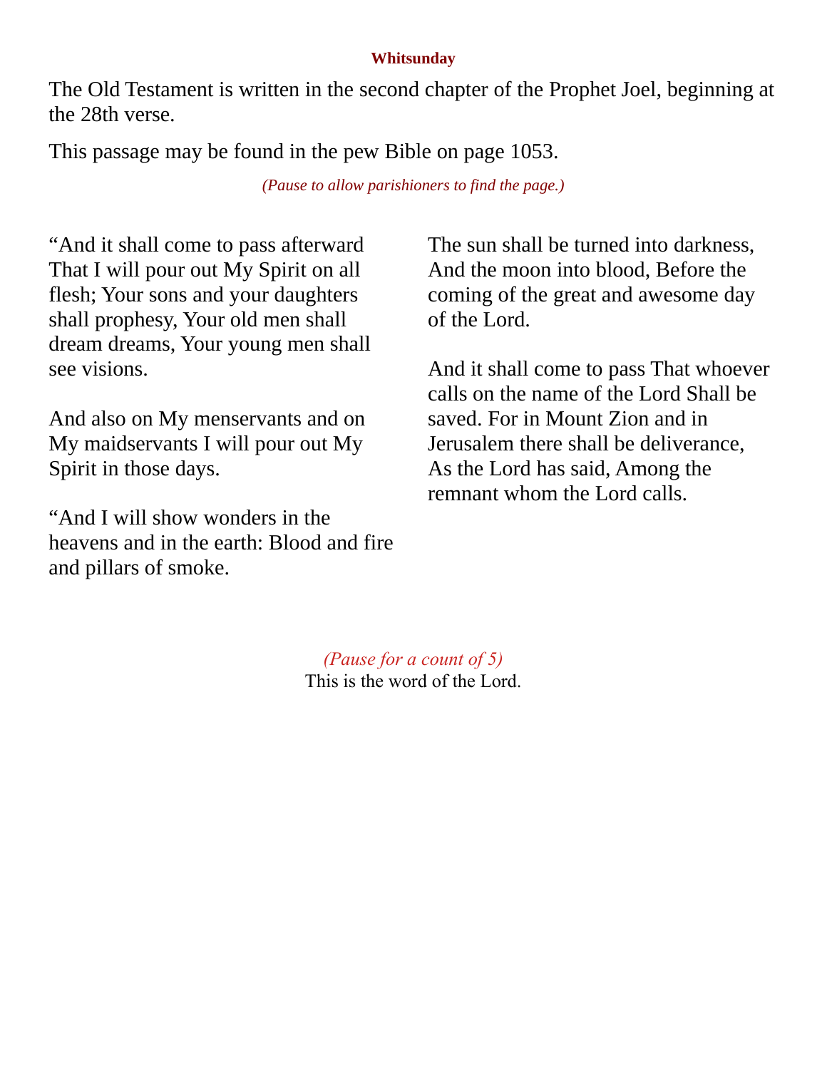**Whitsunday**

The Old Testament is written in the second chapter of the Prophet Joel, beginning at the 28th verse.

This passage may be found in the pew Bible on page 1053.

*(Pause to allow parishioners to find the page.)*

“And it shall come to pass afterward That I will pour out My Spirit on all flesh; Your sons and your daughters shall prophesy, Your old men shall dream dreams, Your young men shall see visions.

And also on My menservants and on My maidservants I will pour out My Spirit in those days.

“And I will show wonders in the heavens and in the earth: Blood and fire and pillars of smoke.

The sun shall be turned into darkness, And the moon into blood, Before the coming of the great and awesome day of the Lord.

And it shall come to pass That whoever calls on the name of the Lord Shall be saved. For in Mount Zion and in Jerusalem there shall be deliverance, As the Lord has said, Among the remnant whom the Lord calls.

*(Pause for a count of 5)*

This is the word of the Lord.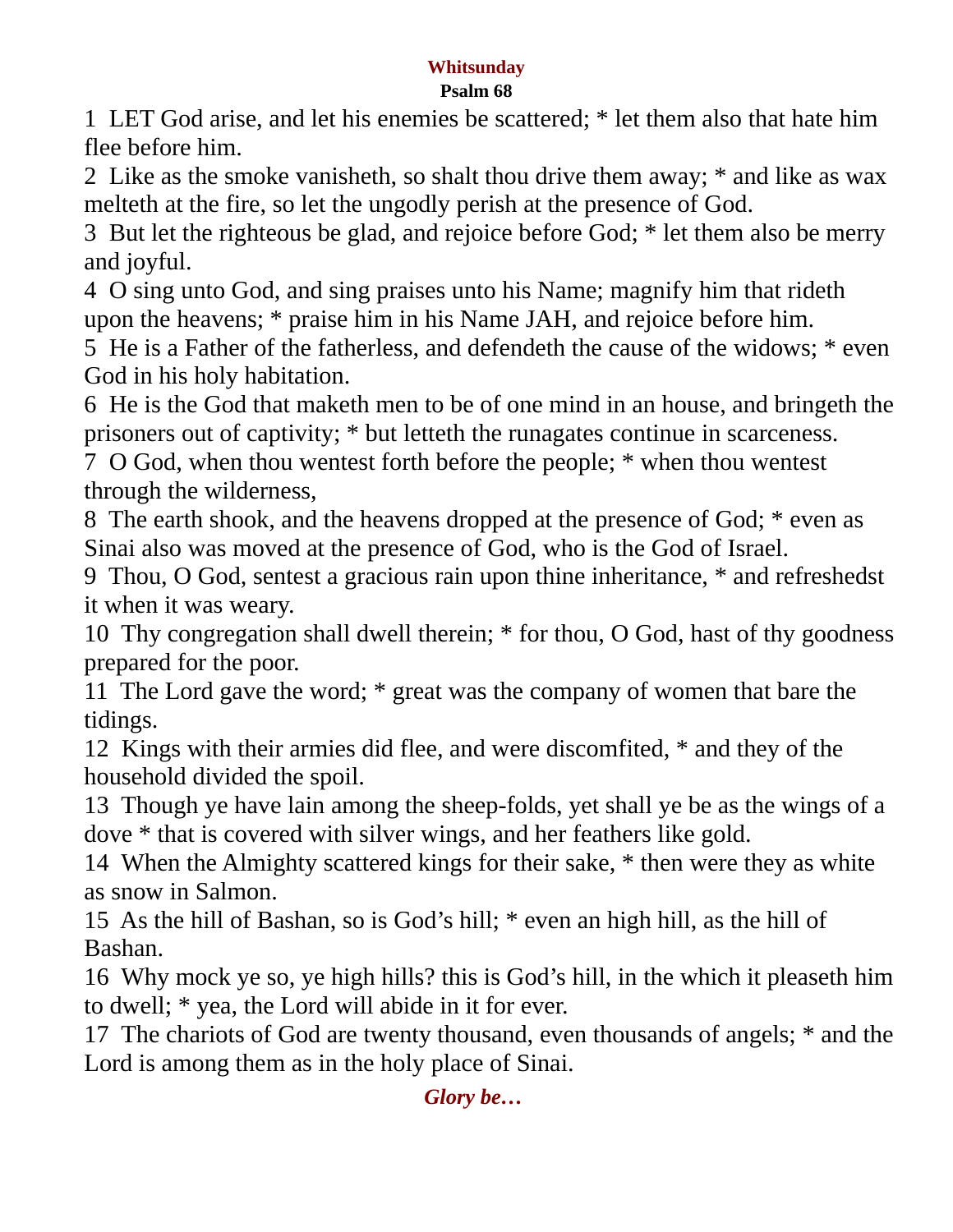## Whitsunday

### Psalm 68

1  LET God arise, and let his enemies be scattered; * let them also that hate him flee before him.

2  Like as the smoke vanisheth, so shalt thou drive them away; * and like as wax melteth at the fire, so let the ungodly perish at the presence of God.

3  But let the righteous be glad, and rejoice before God; * let them also be merry and joyful.

4  O sing unto God, and sing praises unto his Name; magnify him that rideth upon the heavens; * praise him in his Name JAH, and rejoice before him.

5  He is a Father of the fatherless, and defendeth the cause of the widows; * even God in his holy habitation.

6  He is the God that maketh men to be of one mind in an house, and bringeth the prisoners out of captivity; * but letteth the runagates continue in scarceness.

7  O God, when thou wentest forth before the people; * when thou wentest through the wilderness,

8  The earth shook, and the heavens dropped at the presence of God; * even as Sinai also was moved at the presence of God, who is the God of Israel.

9  Thou, O God, sentest a gracious rain upon thine inheritance, * and refreshedst it when it was weary.

10  Thy congregation shall dwell therein; * for thou, O God, hast of thy goodness prepared for the poor.

11  The Lord gave the word; * great was the company of women that bare the tidings.

12  Kings with their armies did flee, and were discomfited, * and they of the household divided the spoil.

13  Though ye have lain among the sheep-folds, yet shall ye be as the wings of a dove * that is covered with silver wings, and her feathers like gold.

14  When the Almighty scattered kings for their sake, * then were they as white as snow in Salmon.

15  As the hill of Bashan, so is God's hill; * even an high hill, as the hill of Bashan.

16  Why mock ye so, ye high hills? this is God's hill, in the which it pleaseth him to dwell; * yea, the Lord will abide in it for ever.

17  The chariots of God are twenty thousand, even thousands of angels; * and the Lord is among them as in the holy place of Sinai.

***Glory be…***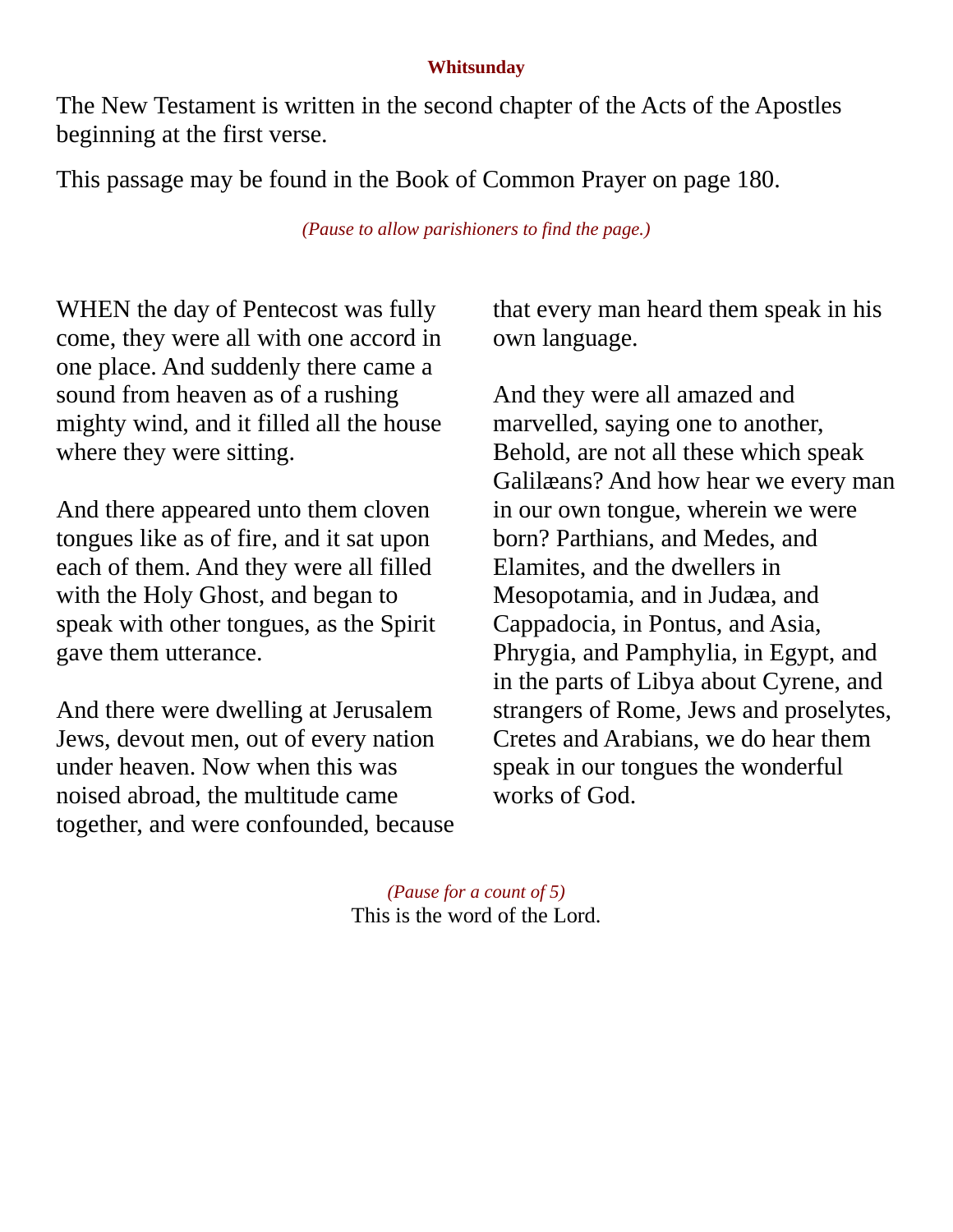**Whitsunday**

The New Testament is written in the second chapter of the Acts of the Apostles beginning at the first verse.

This passage may be found in the Book of Common Prayer on page 180.

*(Pause to allow parishioners to find the page.)*

WHEN the day of Pentecost was fully come, they were all with one accord in one place. And suddenly there came a sound from heaven as of a rushing mighty wind, and it filled all the house where they were sitting.

And there appeared unto them cloven tongues like as of fire, and it sat upon each of them. And they were all filled with the Holy Ghost, and began to speak with other tongues, as the Spirit gave them utterance.

And there were dwelling at Jerusalem Jews, devout men, out of every nation under heaven. Now when this was noised abroad, the multitude came together, and were confounded, because that every man heard them speak in his own language.

And they were all amazed and marvelled, saying one to another, Behold, are not all these which speak Galilæans? And how hear we every man in our own tongue, wherein we were born? Parthians, and Medes, and Elamites, and the dwellers in Mesopotamia, and in Judæa, and Cappadocia, in Pontus, and Asia, Phrygia, and Pamphylia, in Egypt, and in the parts of Libya about Cyrene, and strangers of Rome, Jews and proselytes, Cretes and Arabians, we do hear them speak in our tongues the wonderful works of God.

*(Pause for a count of 5)*

This is the word of the Lord.